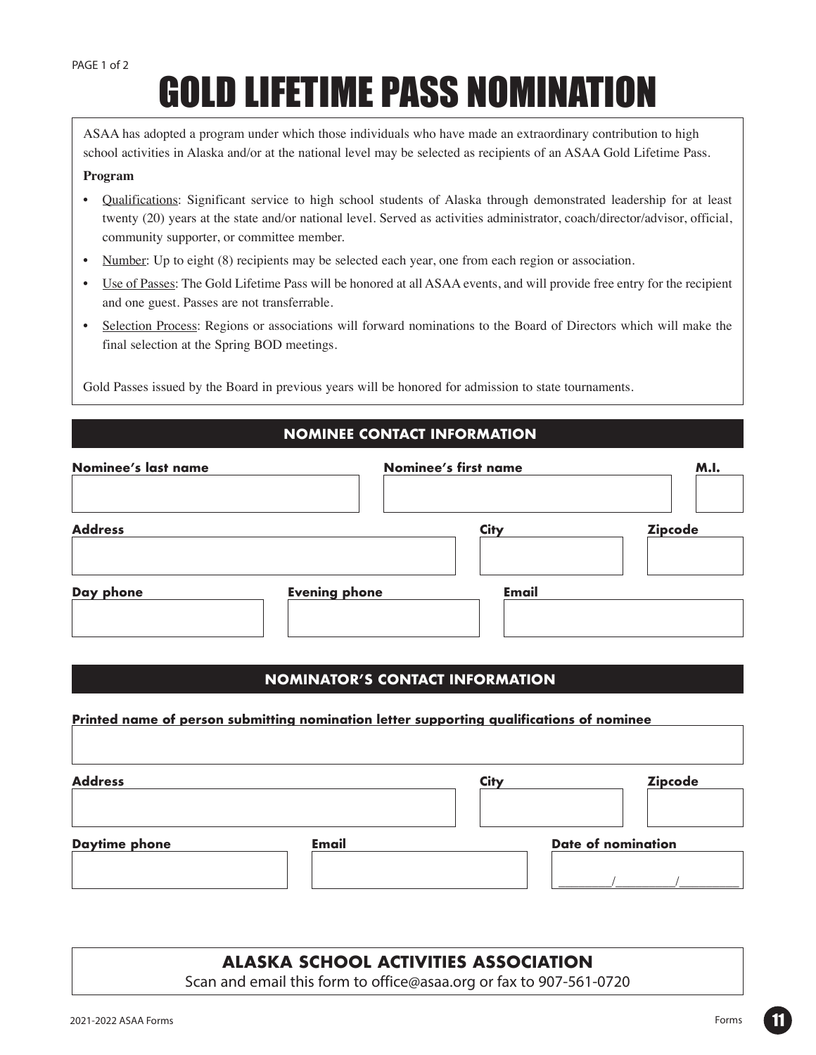# GOLD LIFETIME PASS NOMINATION

ASAA has adopted a program under which those individuals who have made an extraordinary contribution to high school activities in Alaska and/or at the national level may be selected as recipients of an ASAA Gold Lifetime Pass.

**Program**

- Qualifications: Significant service to high school students of Alaska through demonstrated leadership for at least twenty (20) years at the state and/or national level. Served as activities administrator, coach/director/advisor, official, community supporter, or committee member.
- Number: Up to eight (8) recipients may be selected each year, one from each region or association.
- Use of Passes: The Gold Lifetime Pass will be honored at all ASAA events, and will provide free entry for the recipient and one guest. Passes are not transferrable.
- Selection Process: Regions or associations will forward nominations to the Board of Directors which will make the final selection at the Spring BOD meetings.

Gold Passes issued by the Board in previous years will be honored for admission to state tournaments.

## NOMINEE CONTACT INFORMATION

| Nominee's last name | Nominee's first name | M.I. |
|---|---|---|
| | | |

| Address | City | Zipcode |
|---|---|---|
| | | |

| Day phone | Evening phone | Email |
|---|---|---|
| | | |

## NOMINATOR'S CONTACT INFORMATION

**Printed name of person submitting nomination letter supporting qualifications of nominee**

| Address | City | Zipcode |
|---|---|---|
| | | |

| Daytime phone | Email | Date of nomination |
|---|---|---|
| | | ______/______/______ |

**ALASKA SCHOOL ACTIVITIES ASSOCIATION**

Scan and email this form to office@asaa.org or fax to 907-561-0720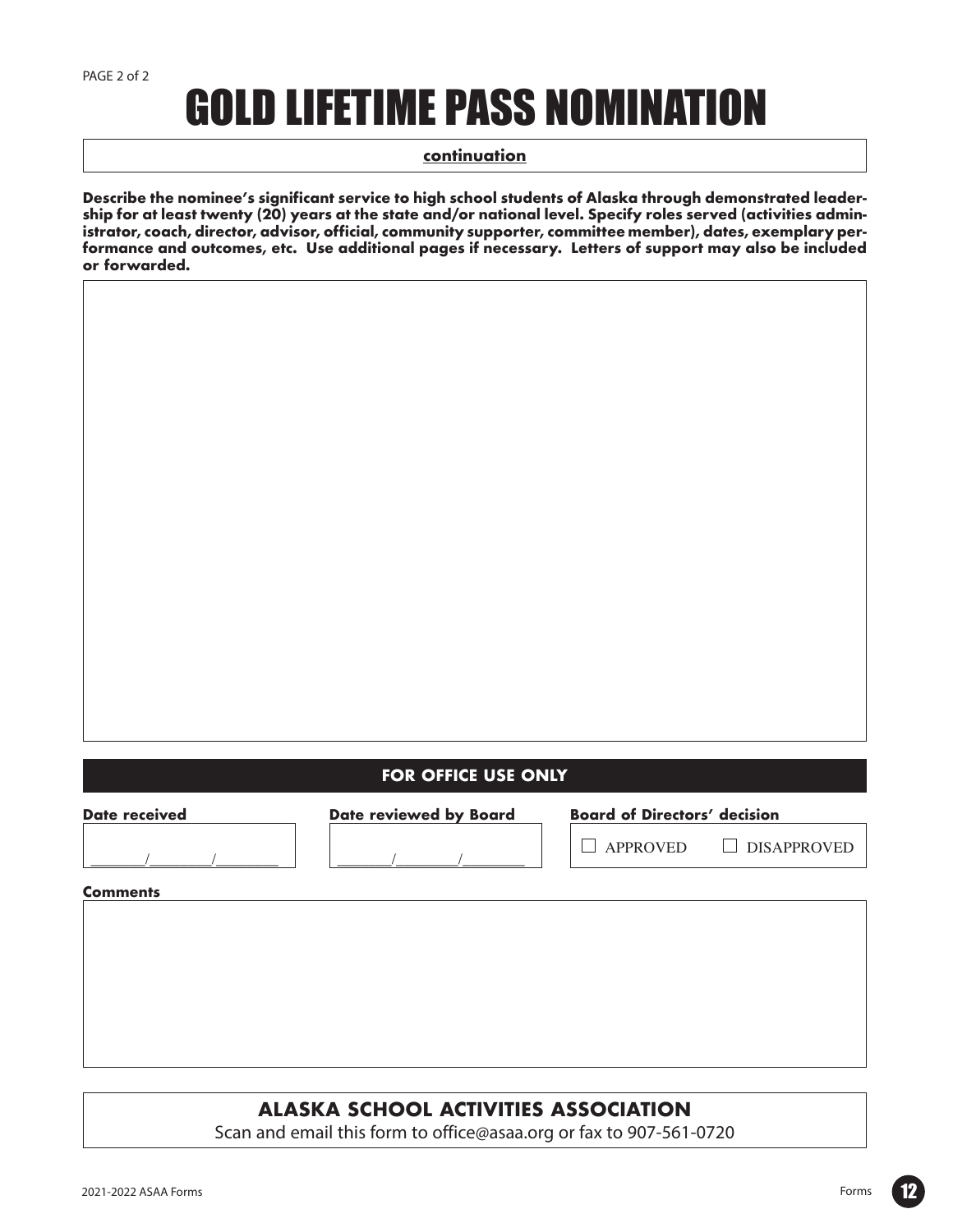# GOLD LIFETIME PASS NOMINATION

**continuation**

**Describe the nominee's significant service to high school students of Alaska through demonstrated leadership for at least twenty (20) years at the state and/or national level. Specify roles served (activities administrator, coach, director, advisor, official, community supporter, committee member), dates, exemplary performance and outcomes, etc. Use additional pages if necessary. Letters of support may also be included or forwarded.**

## FOR OFFICE USE ONLY

| Date received | Date reviewed by Board | Board of Directors' decision |
|---|---|---|
| \_\_\_\_\_\_/\_\_\_\_\_\_/\_\_\_\_\_\_ | \_\_\_\_\_\_/\_\_\_\_\_\_/\_\_\_\_\_\_ | ☐ APPROVED ☐ DISAPPROVED |

**Comments**

## ALASKA SCHOOL ACTIVITIES ASSOCIATION

Scan and email this form to office@asaa.org or fax to 907-561-0720